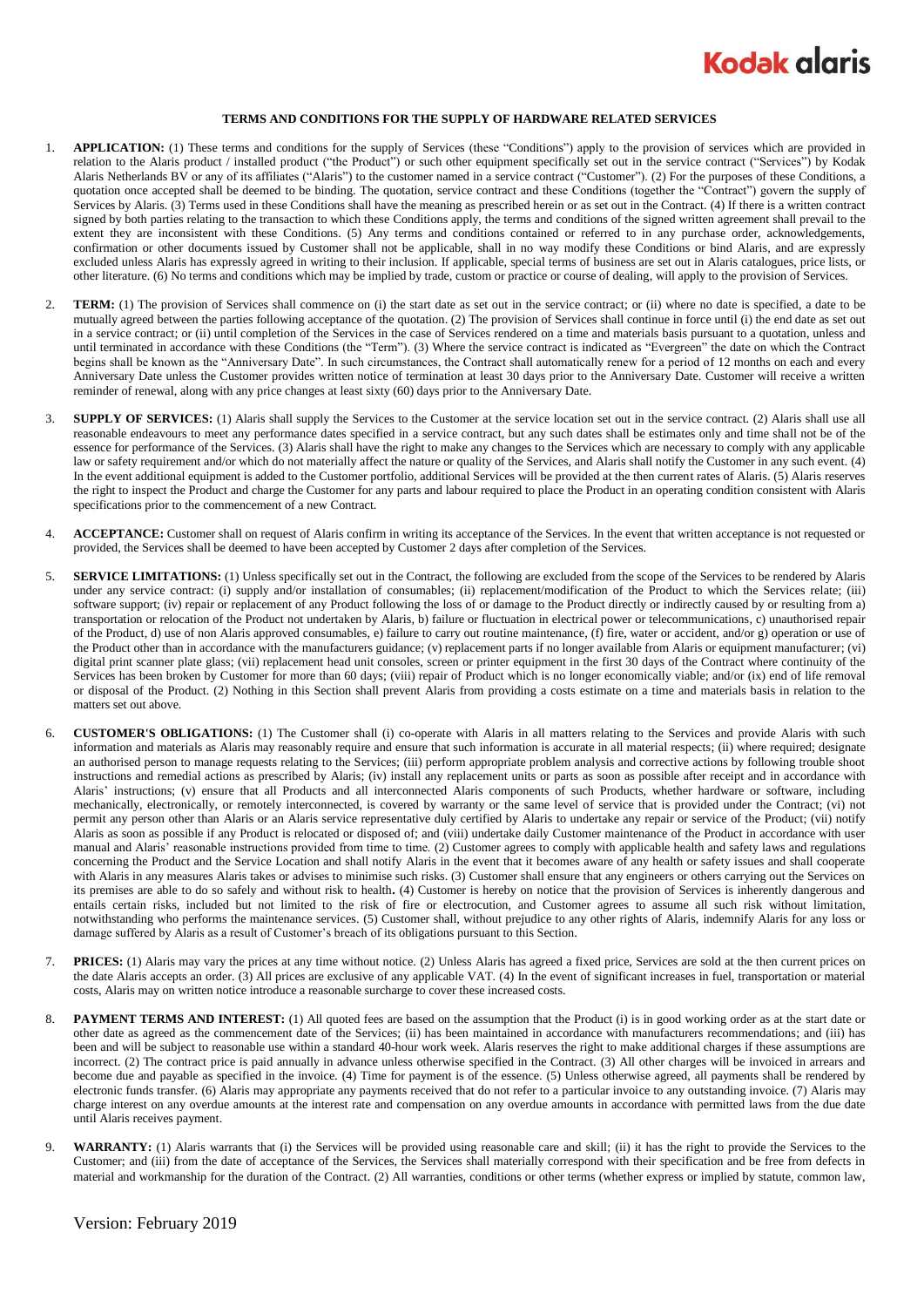# TERMS AND CONDITIONS FOR THE SUPPLY OF HARDWARE RELATED SERVICES

1. **APPLICATION:** (1) These terms and conditions for the supply of Services (these "Conditions") apply to the provision of services which are provided in relation to the Alaris product / installed product ("the Product") or such other equipment specifically set out in the service contract ("Services") by Kodak Alaris Netherlands BV or any of its affiliates ("Alaris") to the customer named in a service contract ("Customer"). (2) For the purposes of these Conditions, a quotation once accepted shall be deemed to be binding. The quotation, service contract and these Conditions (together the "Contract") govern the supply of Services by Alaris. (3) Terms used in these Conditions shall have the meaning as prescribed herein or as set out in the Contract. (4) If there is a written contract signed by both parties relating to the transaction to which these Conditions apply, the terms and conditions of the signed written agreement shall prevail to the extent they are inconsistent with these Conditions. (5) Any terms and conditions contained or referred to in any purchase order, acknowledgements, confirmation or other documents issued by Customer shall not be applicable, shall in no way modify these Conditions or bind Alaris, and are expressly excluded unless Alaris has expressly agreed in writing to their inclusion. If applicable, special terms of business are set out in Alaris catalogues, price lists, or other literature. (6) No terms and conditions which may be implied by trade, custom or practice or course of dealing, will apply to the provision of Services.

2. **TERM:** (1) The provision of Services shall commence on (i) the start date as set out in the service contract; or (ii) where no date is specified, a date to be mutually agreed between the parties following acceptance of the quotation. (2) The provision of Services shall continue in force until (i) the end date as set out in a service contract; or (ii) until completion of the Services in the case of Services rendered on a time and materials basis pursuant to a quotation, unless and until terminated in accordance with these Conditions (the "Term"). (3) Where the service contract is indicated as "Evergreen" the date on which the Contract begins shall be known as the "Anniversary Date". In such circumstances, the Contract shall automatically renew for a period of 12 months on each and every Anniversary Date unless the Customer provides written notice of termination at least 30 days prior to the Anniversary Date. Customer will receive a written reminder of renewal, along with any price changes at least sixty (60) days prior to the Anniversary Date.

3. **SUPPLY OF SERVICES:** (1) Alaris shall supply the Services to the Customer at the service location set out in the service contract. (2) Alaris shall use all reasonable endeavours to meet any performance dates specified in a service contract, but any such dates shall be estimates only and time shall not be of the essence for performance of the Services. (3) Alaris shall have the right to make any changes to the Services which are necessary to comply with any applicable law or safety requirement and/or which do not materially affect the nature or quality of the Services, and Alaris shall notify the Customer in any such event. (4) In the event additional equipment is added to the Customer portfolio, additional Services will be provided at the then current rates of Alaris. (5) Alaris reserves the right to inspect the Product and charge the Customer for any parts and labour required to place the Product in an operating condition consistent with Alaris specifications prior to the commencement of a new Contract.

4. **ACCEPTANCE:** Customer shall on request of Alaris confirm in writing its acceptance of the Services. In the event that written acceptance is not requested or provided, the Services shall be deemed to have been accepted by Customer 2 days after completion of the Services.

5. **SERVICE LIMITATIONS:** (1) Unless specifically set out in the Contract, the following are excluded from the scope of the Services to be rendered by Alaris under any service contract: (i) supply and/or installation of consumables; (ii) replacement/modification of the Product to which the Services relate; (iii) software support; (iv) repair or replacement of any Product following the loss of or damage to the Product directly or indirectly caused by or resulting from a) transportation or relocation of the Product not undertaken by Alaris, b) failure or fluctuation in electrical power or telecommunications, c) unauthorised repair of the Product, d) use of non Alaris approved consumables, e) failure to carry out routine maintenance, (f) fire, water or accident, and/or g) operation or use of the Product other than in accordance with the manufacturers guidance; (v) replacement parts if no longer available from Alaris or equipment manufacturer; (vi) digital print scanner plate glass; (vii) replacement head unit consoles, screen or printer equipment in the first 30 days of the Contract where continuity of the Services has been broken by Customer for more than 60 days; (viii) repair of Product which is no longer economically viable; and/or (ix) end of life removal or disposal of the Product. (2) Nothing in this Section shall prevent Alaris from providing a costs estimate on a time and materials basis in relation to the matters set out above.

6. **CUSTOMER'S OBLIGATIONS:** (1) The Customer shall (i) co-operate with Alaris in all matters relating to the Services and provide Alaris with such information and materials as Alaris may reasonably require and ensure that such information is accurate in all material respects; (ii) where required; designate an authorised person to manage requests relating to the Services; (iii) perform appropriate problem analysis and corrective actions by following trouble shoot instructions and remedial actions as prescribed by Alaris; (iv) install any replacement units or parts as soon as possible after receipt and in accordance with Alaris' instructions; (v) ensure that all Products and all interconnected Alaris components of such Products, whether hardware or software, including mechanically, electronically, or remotely interconnected, is covered by warranty or the same level of service that is provided under the Contract; (vi) not permit any person other than Alaris or an Alaris service representative duly certified by Alaris to undertake any repair or service of the Product; (vii) notify Alaris as soon as possible if any Product is relocated or disposed of; and (viii) undertake daily Customer maintenance of the Product in accordance with user manual and Alaris' reasonable instructions provided from time to time. (2) Customer agrees to comply with applicable health and safety laws and regulations concerning the Product and the Service Location and shall notify Alaris in the event that it becomes aware of any health or safety issues and shall cooperate with Alaris in any measures Alaris takes or advises to minimise such risks. (3) Customer shall ensure that any engineers or others carrying out the Services on its premises are able to do so safely and without risk to health**.** (4) Customer is hereby on notice that the provision of Services is inherently dangerous and entails certain risks, included but not limited to the risk of fire or electrocution, and Customer agrees to assume all such risk without limitation, notwithstanding who performs the maintenance services. (5) Customer shall, without prejudice to any other rights of Alaris, indemnify Alaris for any loss or damage suffered by Alaris as a result of Customer's breach of its obligations pursuant to this Section.

7. **PRICES:** (1) Alaris may vary the prices at any time without notice. (2) Unless Alaris has agreed a fixed price, Services are sold at the then current prices on the date Alaris accepts an order. (3) All prices are exclusive of any applicable VAT. (4) In the event of significant increases in fuel, transportation or material costs, Alaris may on written notice introduce a reasonable surcharge to cover these increased costs.

8. **PAYMENT TERMS AND INTEREST:** (1) All quoted fees are based on the assumption that the Product (i) is in good working order as at the start date or other date as agreed as the commencement date of the Services; (ii) has been maintained in accordance with manufacturers recommendations; and (iii) has been and will be subject to reasonable use within a standard 40-hour work week. Alaris reserves the right to make additional charges if these assumptions are incorrect. (2) The contract price is paid annually in advance unless otherwise specified in the Contract. (3) All other charges will be invoiced in arrears and become due and payable as specified in the invoice. (4) Time for payment is of the essence. (5) Unless otherwise agreed, all payments shall be rendered by electronic funds transfer. (6) Alaris may appropriate any payments received that do not refer to a particular invoice to any outstanding invoice. (7) Alaris may charge interest on any overdue amounts at the interest rate and compensation on any overdue amounts in accordance with permitted laws from the due date until Alaris receives payment.

9. **WARRANTY:** (1) Alaris warrants that (i) the Services will be provided using reasonable care and skill; (ii) it has the right to provide the Services to the Customer; and (iii) from the date of acceptance of the Services, the Services shall materially correspond with their specification and be free from defects in material and workmanship for the duration of the Contract. (2) All warranties, conditions or other terms (whether express or implied by statute, common law,

Version: February 2019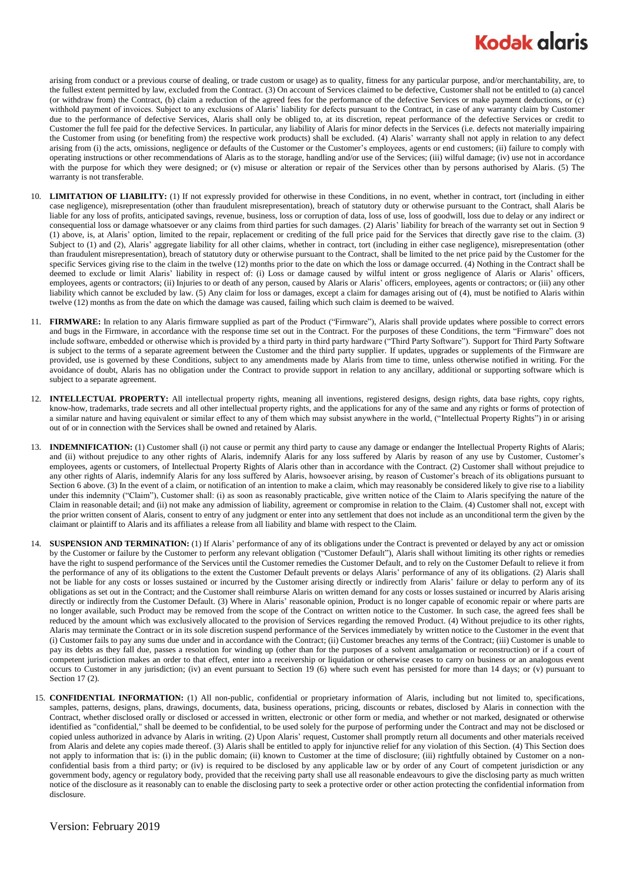arising from conduct or a previous course of dealing, or trade custom or usage) as to quality, fitness for any particular purpose, and/or merchantability, are, to the fullest extent permitted by law, excluded from the Contract. (3) On account of Services claimed to be defective, Customer shall not be entitled to (a) cancel (or withdraw from) the Contract, (b) claim a reduction of the agreed fees for the performance of the defective Services or make payment deductions, or (c) withhold payment of invoices. Subject to any exclusions of Alaris' liability for defects pursuant to the Contract, in case of any warranty claim by Customer due to the performance of defective Services, Alaris shall only be obliged to, at its discretion, repeat performance of the defective Services or credit to Customer the full fee paid for the defective Services. In particular, any liability of Alaris for minor defects in the Services (i.e. defects not materially impairing the Customer from using (or benefiting from) the respective work products) shall be excluded. (4) Alaris' warranty shall not apply in relation to any defect arising from (i) the acts, omissions, negligence or defaults of the Customer or the Customer's employees, agents or end customers; (ii) failure to comply with operating instructions or other recommendations of Alaris as to the storage, handling and/or use of the Services; (iii) wilful damage; (iv) use not in accordance with the purpose for which they were designed; or (v) misuse or alteration or repair of the Services other than by persons authorised by Alaris. (5) The warranty is not transferable.

10. **LIMITATION OF LIABILITY:** (1) If not expressly provided for otherwise in these Conditions, in no event, whether in contract, tort (including in either case negligence), misrepresentation (other than fraudulent misrepresentation), breach of statutory duty or otherwise pursuant to the Contract, shall Alaris be liable for any loss of profits, anticipated savings, revenue, business, loss or corruption of data, loss of use, loss of goodwill, loss due to delay or any indirect or consequential loss or damage whatsoever or any claims from third parties for such damages. (2) Alaris' liability for breach of the warranty set out in Section 9 (1) above, is, at Alaris' option, limited to the repair, replacement or crediting of the full price paid for the Services that directly gave rise to the claim. (3) Subject to (1) and (2), Alaris' aggregate liability for all other claims, whether in contract, tort (including in either case negligence), misrepresentation (other than fraudulent misrepresentation), breach of statutory duty or otherwise pursuant to the Contract, shall be limited to the net price paid by the Customer for the specific Services giving rise to the claim in the twelve (12) months prior to the date on which the loss or damage occurred. (4) Nothing in the Contract shall be deemed to exclude or limit Alaris' liability in respect of: (i) Loss or damage caused by wilful intent or gross negligence of Alaris or Alaris' officers, employees, agents or contractors; (ii) Injuries to or death of any person, caused by Alaris or Alaris' officers, employees, agents or contractors; or (iii) any other liability which cannot be excluded by law. (5) Any claim for loss or damages, except a claim for damages arising out of (4), must be notified to Alaris within twelve (12) months as from the date on which the damage was caused, failing which such claim is deemed to be waived.

11. **FIRMWARE:** In relation to any Alaris firmware supplied as part of the Product ("Firmware"), Alaris shall provide updates where possible to correct errors and bugs in the Firmware, in accordance with the response time set out in the Contract. For the purposes of these Conditions, the term "Firmware" does not include software, embedded or otherwise which is provided by a third party in third party hardware ("Third Party Software"). Support for Third Party Software is subject to the terms of a separate agreement between the Customer and the third party supplier. If updates, upgrades or supplements of the Firmware are provided, use is governed by these Conditions, subject to any amendments made by Alaris from time to time, unless otherwise notified in writing. For the avoidance of doubt, Alaris has no obligation under the Contract to provide support in relation to any ancillary, additional or supporting software which is subject to a separate agreement.

12. **INTELLECTUAL PROPERTY:** All intellectual property rights, meaning all inventions, registered designs, design rights, data base rights, copy rights, know-how, trademarks, trade secrets and all other intellectual property rights, and the applications for any of the same and any rights or forms of protection of a similar nature and having equivalent or similar effect to any of them which may subsist anywhere in the world, ("Intellectual Property Rights") in or arising out of or in connection with the Services shall be owned and retained by Alaris.

13. **INDEMNIFICATION:** (1) Customer shall (i) not cause or permit any third party to cause any damage or endanger the Intellectual Property Rights of Alaris; and (ii) without prejudice to any other rights of Alaris, indemnify Alaris for any loss suffered by Alaris by reason of any use by Customer, Customer's employees, agents or customers, of Intellectual Property Rights of Alaris other than in accordance with the Contract. (2) Customer shall without prejudice to any other rights of Alaris, indemnify Alaris for any loss suffered by Alaris, howsoever arising, by reason of Customer's breach of its obligations pursuant to Section 6 above. (3) In the event of a claim, or notification of an intention to make a claim, which may reasonably be considered likely to give rise to a liability under this indemnity ("Claim"), Customer shall: (i) as soon as reasonably practicable, give written notice of the Claim to Alaris specifying the nature of the Claim in reasonable detail; and (ii) not make any admission of liability, agreement or compromise in relation to the Claim. (4) Customer shall not, except with the prior written consent of Alaris, consent to entry of any judgment or enter into any settlement that does not include as an unconditional term the given by the claimant or plaintiff to Alaris and its affiliates a release from all liability and blame with respect to the Claim.

14. **SUSPENSION AND TERMINATION:** (1) If Alaris' performance of any of its obligations under the Contract is prevented or delayed by any act or omission by the Customer or failure by the Customer to perform any relevant obligation ("Customer Default"), Alaris shall without limiting its other rights or remedies have the right to suspend performance of the Services until the Customer remedies the Customer Default, and to rely on the Customer Default to relieve it from the performance of any of its obligations to the extent the Customer Default prevents or delays Alaris' performance of any of its obligations. (2) Alaris shall not be liable for any costs or losses sustained or incurred by the Customer arising directly or indirectly from Alaris' failure or delay to perform any of its obligations as set out in the Contract; and the Customer shall reimburse Alaris on written demand for any costs or losses sustained or incurred by Alaris arising directly or indirectly from the Customer Default. (3) Where in Alaris' reasonable opinion, Product is no longer capable of economic repair or where parts are no longer available, such Product may be removed from the scope of the Contract on written notice to the Customer. In such case, the agreed fees shall be reduced by the amount which was exclusively allocated to the provision of Services regarding the removed Product. (4) Without prejudice to its other rights, Alaris may terminate the Contract or in its sole discretion suspend performance of the Services immediately by written notice to the Customer in the event that (i) Customer fails to pay any sums due under and in accordance with the Contract; (ii) Customer breaches any terms of the Contract; (iii) Customer is unable to pay its debts as they fall due, passes a resolution for winding up (other than for the purposes of a solvent amalgamation or reconstruction) or if a court of competent jurisdiction makes an order to that effect, enter into a receivership or liquidation or otherwise ceases to carry on business or an analogous event occurs to Customer in any jurisdiction; (iv) an event pursuant to Section 19 (6) where such event has persisted for more than 14 days; or (v) pursuant to Section 17 (2).

15. **CONFIDENTIAL INFORMATION:** (1) All non-public, confidential or proprietary information of Alaris, including but not limited to, specifications, samples, patterns, designs, plans, drawings, documents, data, business operations, pricing, discounts or rebates, disclosed by Alaris in connection with the Contract, whether disclosed orally or disclosed or accessed in written, electronic or other form or media, and whether or not marked, designated or otherwise identified as "confidential," shall be deemed to be confidential, to be used solely for the purpose of performing under the Contract and may not be disclosed or copied unless authorized in advance by Alaris in writing. (2) Upon Alaris' request, Customer shall promptly return all documents and other materials received from Alaris and delete any copies made thereof. (3) Alaris shall be entitled to apply for injunctive relief for any violation of this Section. (4) This Section does not apply to information that is: (i) in the public domain; (ii) known to Customer at the time of disclosure; (iii) rightfully obtained by Customer on a non-confidential basis from a third party; or (iv) is required to be disclosed by any applicable law or by order of any Court of competent jurisdiction or any government body, agency or regulatory body, provided that the receiving party shall use all reasonable endeavours to give the disclosing party as much written notice of the disclosure as it reasonably can to enable the disclosing party to seek a protective order or other action protecting the confidential information from disclosure.

Version: February 2019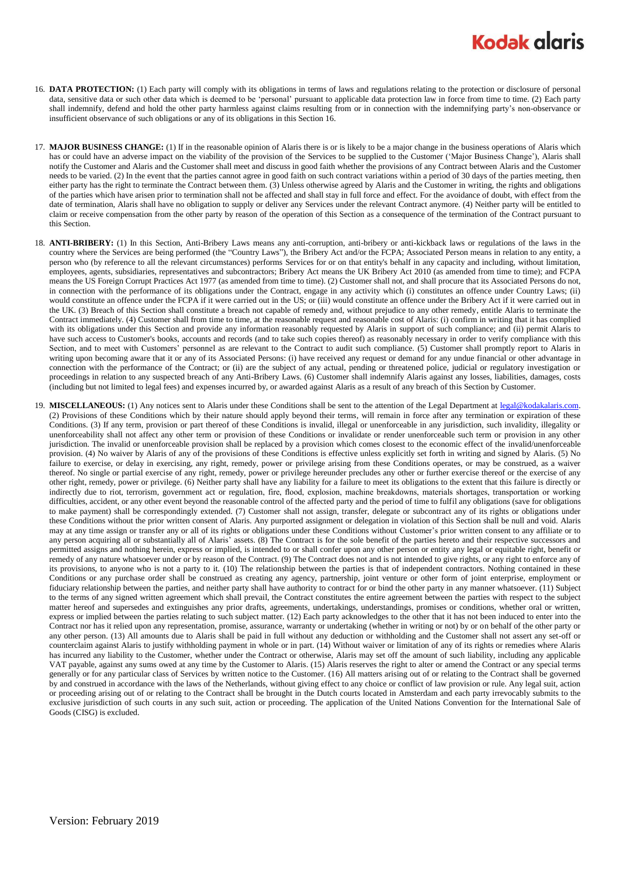16. **DATA PROTECTION:** (1) Each party will comply with its obligations in terms of laws and regulations relating to the protection or disclosure of personal data, sensitive data or such other data which is deemed to be 'personal' pursuant to applicable data protection law in force from time to time. (2) Each party shall indemnify, defend and hold the other party harmless against claims resulting from or in connection with the indemnifying party's non-observance or insufficient observance of such obligations or any of its obligations in this Section 16.

17. **MAJOR BUSINESS CHANGE:** (1) If in the reasonable opinion of Alaris there is or is likely to be a major change in the business operations of Alaris which has or could have an adverse impact on the viability of the provision of the Services to be supplied to the Customer ('Major Business Change'), Alaris shall notify the Customer and Alaris and the Customer shall meet and discuss in good faith whether the provisions of any Contract between Alaris and the Customer needs to be varied. (2) In the event that the parties cannot agree in good faith on such contract variations within a period of 30 days of the parties meeting, then either party has the right to terminate the Contract between them. (3) Unless otherwise agreed by Alaris and the Customer in writing, the rights and obligations of the parties which have arisen prior to termination shall not be affected and shall stay in full force and effect. For the avoidance of doubt, with effect from the date of termination, Alaris shall have no obligation to supply or deliver any Services under the relevant Contract anymore. (4) Neither party will be entitled to claim or receive compensation from the other party by reason of the operation of this Section as a consequence of the termination of the Contract pursuant to this Section.

18. **ANTI-BRIBERY:** (1) In this Section, Anti-Bribery Laws means any anti-corruption, anti-bribery or anti-kickback laws or regulations of the laws in the country where the Services are being performed (the "Country Laws"), the Bribery Act and/or the FCPA; Associated Person means in relation to any entity, a person who (by reference to all the relevant circumstances) performs Services for or on that entity's behalf in any capacity and including, without limitation, employees, agents, subsidiaries, representatives and subcontractors; Bribery Act means the UK Bribery Act 2010 (as amended from time to time); and FCPA means the US Foreign Corrupt Practices Act 1977 (as amended from time to time). (2) Customer shall not, and shall procure that its Associated Persons do not, in connection with the performance of its obligations under the Contract, engage in any activity which (i) constitutes an offence under Country Laws; (ii) would constitute an offence under the FCPA if it were carried out in the US; or (iii) would constitute an offence under the Bribery Act if it were carried out in the UK. (3) Breach of this Section shall constitute a breach not capable of remedy and, without prejudice to any other remedy, entitle Alaris to terminate the Contract immediately. (4) Customer shall from time to time, at the reasonable request and reasonable cost of Alaris: (i) confirm in writing that it has complied with its obligations under this Section and provide any information reasonably requested by Alaris in support of such compliance; and (ii) permit Alaris to have such access to Customer's books, accounts and records (and to take such copies thereof) as reasonably necessary in order to verify compliance with this Section, and to meet with Customers' personnel as are relevant to the Contract to audit such compliance. (5) Customer shall promptly report to Alaris in writing upon becoming aware that it or any of its Associated Persons: (i) have received any request or demand for any undue financial or other advantage in connection with the performance of the Contract; or (ii) are the subject of any actual, pending or threatened police, judicial or regulatory investigation or proceedings in relation to any suspected breach of any Anti-Bribery Laws. (6) Customer shall indemnify Alaris against any losses, liabilities, damages, costs (including but not limited to legal fees) and expenses incurred by, or awarded against Alaris as a result of any breach of this Section by Customer.

19. **MISCELLANEOUS:** (1) Any notices sent to Alaris under these Conditions shall be sent to the attention of the Legal Department at legal@kodakalaris.com. (2) Provisions of these Conditions which by their nature should apply beyond their terms, will remain in force after any termination or expiration of these Conditions. (3) If any term, provision or part thereof of these Conditions is invalid, illegal or unenforceable in any jurisdiction, such invalidity, illegality or unenforceability shall not affect any other term or provision of these Conditions or invalidate or render unenforceable such term or provision in any other jurisdiction. The invalid or unenforceable provision shall be replaced by a provision which comes closest to the economic effect of the invalid/unenforceable provision. (4) No waiver by Alaris of any of the provisions of these Conditions is effective unless explicitly set forth in writing and signed by Alaris. (5) No failure to exercise, or delay in exercising, any right, remedy, power or privilege arising from these Conditions operates, or may be construed, as a waiver thereof. No single or partial exercise of any right, remedy, power or privilege hereunder precludes any other or further exercise thereof or the exercise of any other right, remedy, power or privilege. (6) Neither party shall have any liability for a failure to meet its obligations to the extent that this failure is directly or indirectly due to riot, terrorism, government act or regulation, fire, flood, explosion, machine breakdowns, materials shortages, transportation or working difficulties, accident, or any other event beyond the reasonable control of the affected party and the period of time to fulfil any obligations (save for obligations to make payment) shall be correspondingly extended. (7) Customer shall not assign, transfer, delegate or subcontract any of its rights or obligations under these Conditions without the prior written consent of Alaris. Any purported assignment or delegation in violation of this Section shall be null and void. Alaris may at any time assign or transfer any or all of its rights or obligations under these Conditions without Customer's prior written consent to any affiliate or to any person acquiring all or substantially all of Alaris' assets. (8) The Contract is for the sole benefit of the parties hereto and their respective successors and permitted assigns and nothing herein, express or implied, is intended to or shall confer upon any other person or entity any legal or equitable right, benefit or remedy of any nature whatsoever under or by reason of the Contract. (9) The Contract does not and is not intended to give rights, or any right to enforce any of its provisions, to anyone who is not a party to it. (10) The relationship between the parties is that of independent contractors. Nothing contained in these Conditions or any purchase order shall be construed as creating any agency, partnership, joint venture or other form of joint enterprise, employment or fiduciary relationship between the parties, and neither party shall have authority to contract for or bind the other party in any manner whatsoever. (11) Subject to the terms of any signed written agreement which shall prevail, the Contract constitutes the entire agreement between the parties with respect to the subject matter hereof and supersedes and extinguishes any prior drafts, agreements, undertakings, understandings, promises or conditions, whether oral or written, express or implied between the parties relating to such subject matter. (12) Each party acknowledges to the other that it has not been induced to enter into the Contract nor has it relied upon any representation, promise, assurance, warranty or undertaking (whether in writing or not) by or on behalf of the other party or any other person. (13) All amounts due to Alaris shall be paid in full without any deduction or withholding and the Customer shall not assert any set-off or counterclaim against Alaris to justify withholding payment in whole or in part. (14) Without waiver or limitation of any of its rights or remedies where Alaris has incurred any liability to the Customer, whether under the Contract or otherwise, Alaris may set off the amount of such liability, including any applicable VAT payable, against any sums owed at any time by the Customer to Alaris. (15) Alaris reserves the right to alter or amend the Contract or any special terms generally or for any particular class of Services by written notice to the Customer. (16) All matters arising out of or relating to the Contract shall be governed by and construed in accordance with the laws of the Netherlands, without giving effect to any choice or conflict of law provision or rule. Any legal suit, action or proceeding arising out of or relating to the Contract shall be brought in the Dutch courts located in Amsterdam and each party irrevocably submits to the exclusive jurisdiction of such courts in any such suit, action or proceeding. The application of the United Nations Convention for the International Sale of Goods (CISG) is excluded.